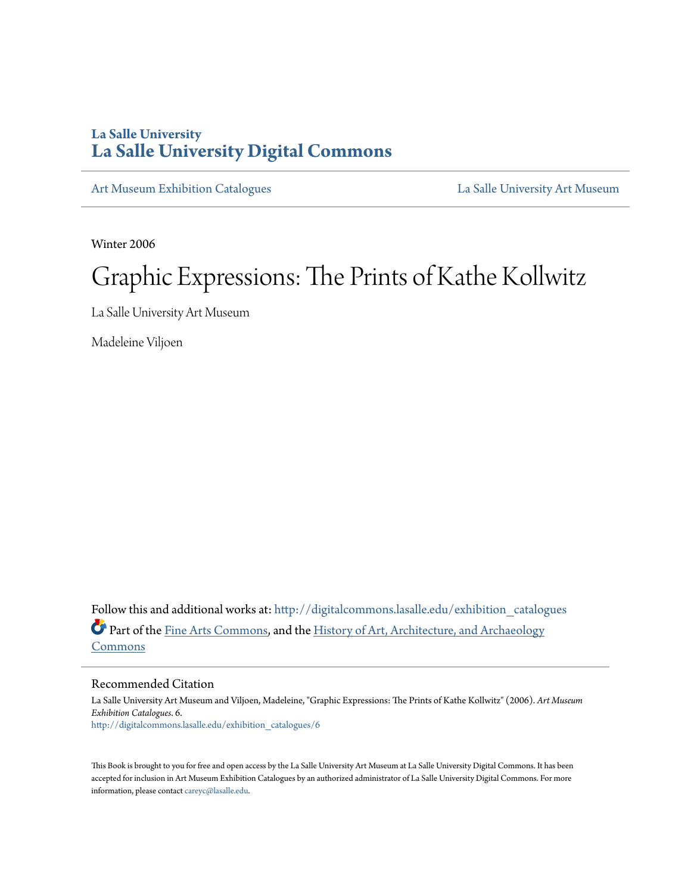**La Salle University**
**La Salle University Digital Commons**

Art Museum Exhibition Catalogues | La Salle University Art Museum

Winter 2006

# Graphic Expressions: The Prints of Kathe Kollwitz

La Salle University Art Museum

Madeleine Viljoen

Follow this and additional works at: http://digitalcommons.lasalle.edu/exhibition_catalogues

Part of the Fine Arts Commons, and the History of Art, Architecture, and Archaeology Commons

## Recommended Citation

La Salle University Art Museum and Viljoen, Madeleine, "Graphic Expressions: The Prints of Kathe Kollwitz" (2006). *Art Museum Exhibition Catalogues*. 6.
http://digitalcommons.lasalle.edu/exhibition_catalogues/6

This Book is brought to you for free and open access by the La Salle University Art Museum at La Salle University Digital Commons. It has been accepted for inclusion in Art Museum Exhibition Catalogues by an authorized administrator of La Salle University Digital Commons. For more information, please contact careyc@lasalle.edu.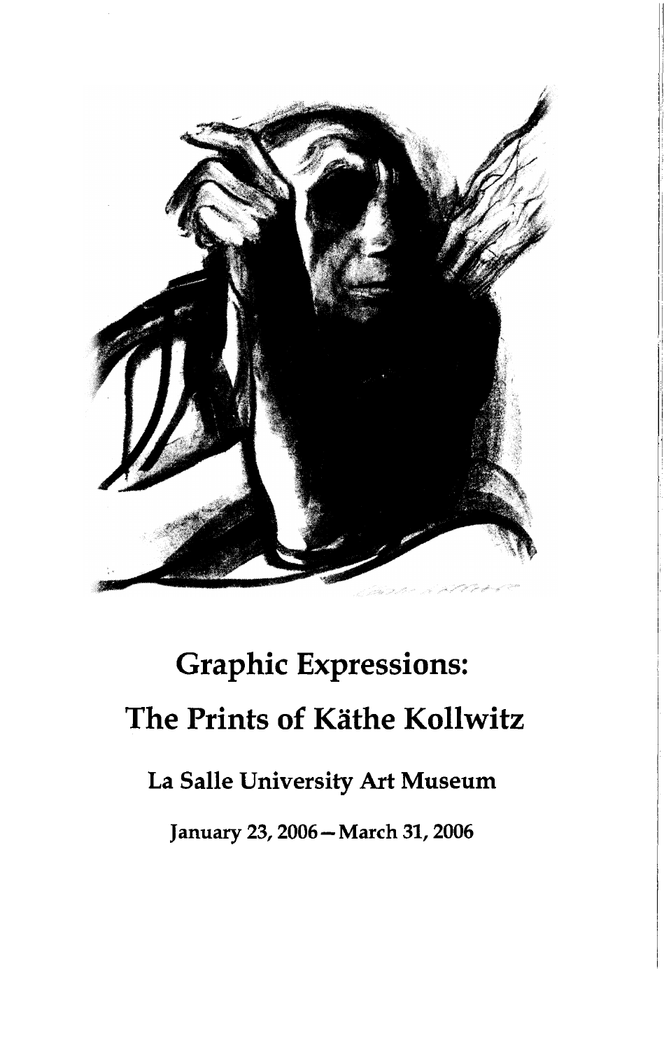# Graphic Expressions:

# The Prints of Käthe Kollwitz

### La Salle University Art Museum

**January 23, 2006 — March 31, 2006**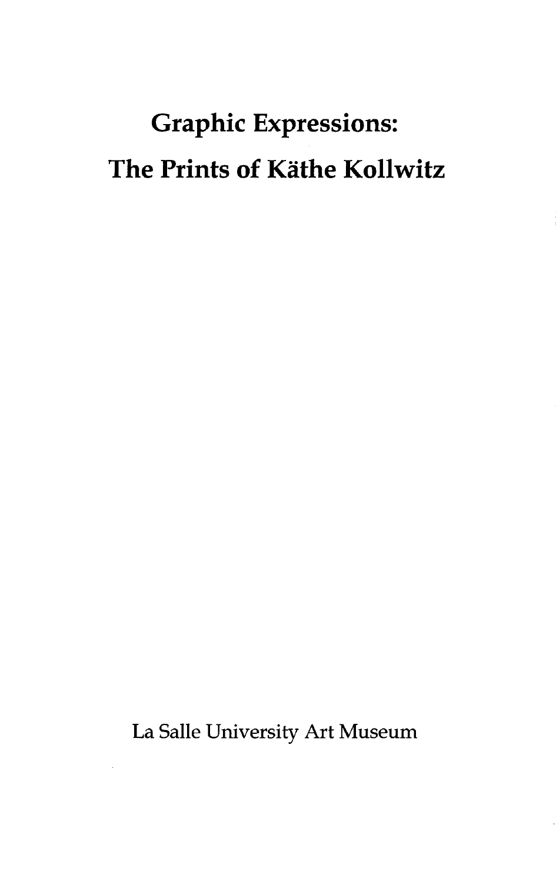# Graphic Expressions:
# The Prints of Käthe Kollwitz

La Salle University Art Museum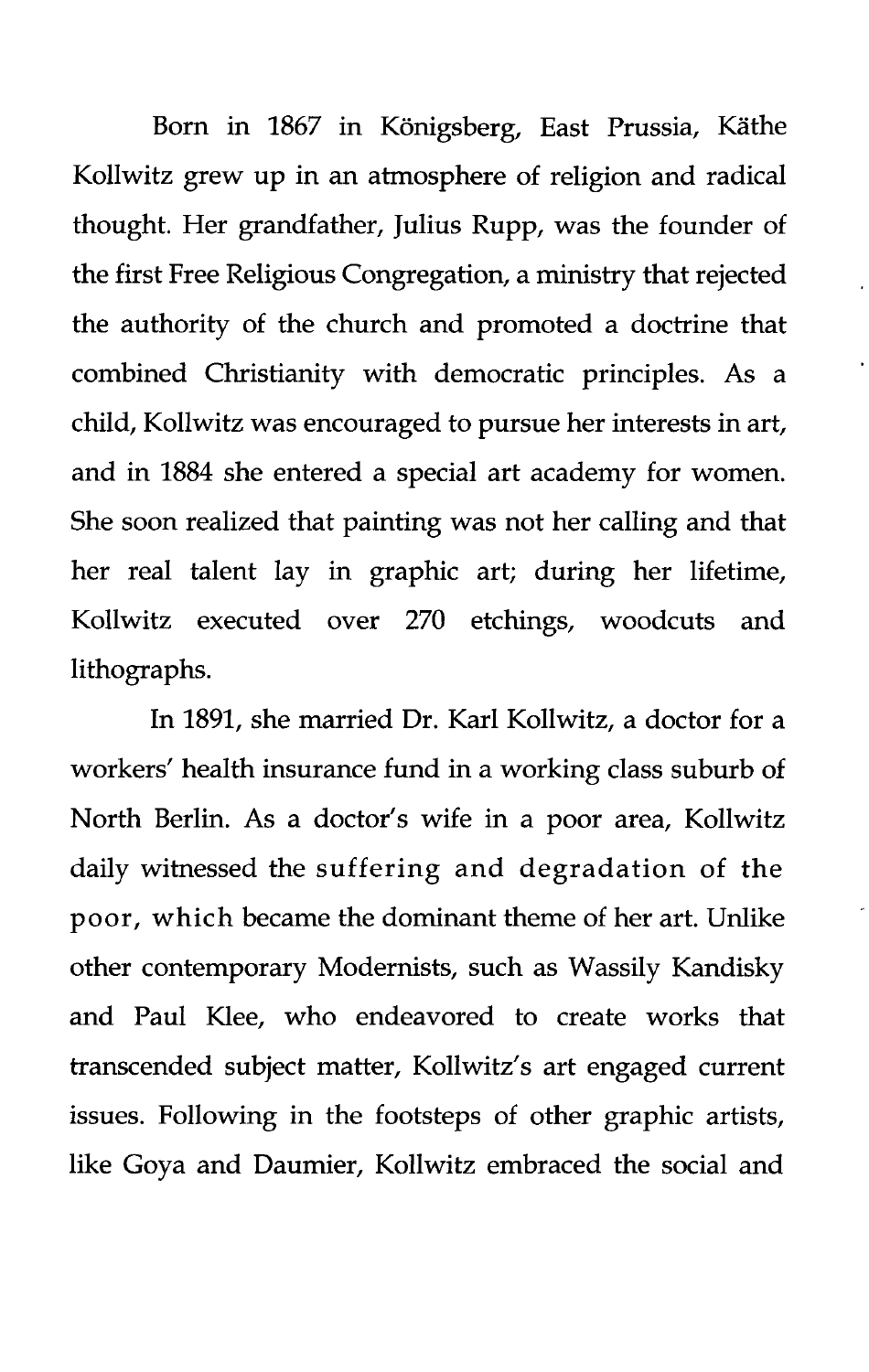Born in 1867 in Königsberg, East Prussia, Käthe Kollwitz grew up in an atmosphere of religion and radical thought. Her grandfather, Julius Rupp, was the founder of the first Free Religious Congregation, a ministry that rejected the authority of the church and promoted a doctrine that combined Christianity with democratic principles. As a child, Kollwitz was encouraged to pursue her interests in art, and in 1884 she entered a special art academy for women. She soon realized that painting was not her calling and that her real talent lay in graphic art; during her lifetime, Kollwitz executed over 270 etchings, woodcuts and lithographs.

In 1891, she married Dr. Karl Kollwitz, a doctor for a workers' health insurance fund in a working class suburb of North Berlin. As a doctor's wife in a poor area, Kollwitz daily witnessed the suffering and degradation of the poor, which became the dominant theme of her art. Unlike other contemporary Modernists, such as Wassily Kandisky and Paul Klee, who endeavored to create works that transcended subject matter, Kollwitz's art engaged current issues. Following in the footsteps of other graphic artists, like Goya and Daumier, Kollwitz embraced the social and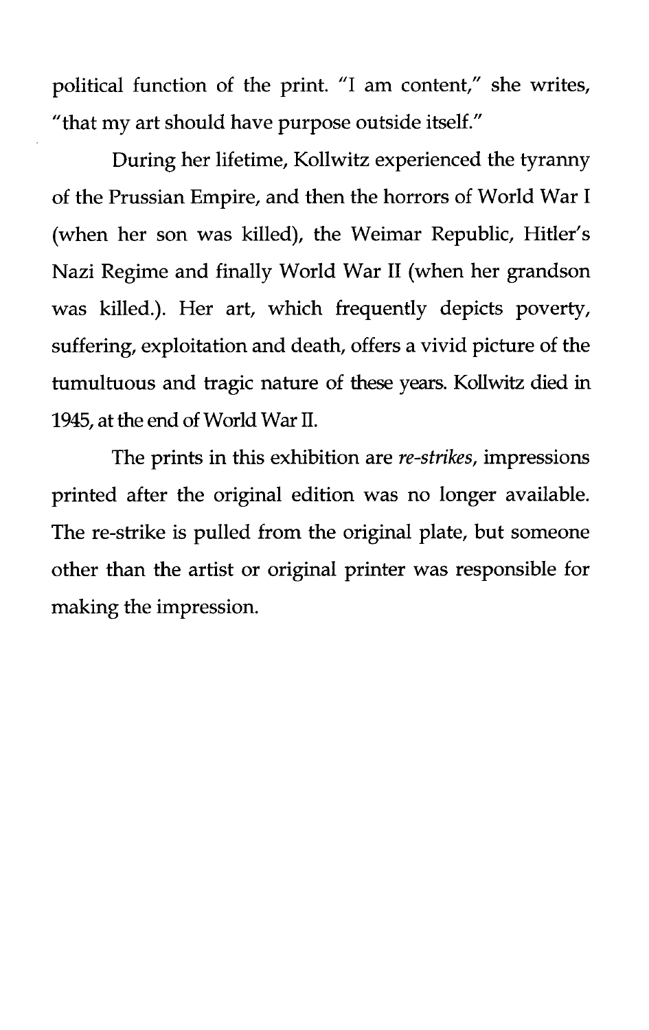political function of the print. "I am content," she writes, "that my art should have purpose outside itself."

During her lifetime, Kollwitz experienced the tyranny of the Prussian Empire, and then the horrors of World War I (when her son was killed), the Weimar Republic, Hitler's Nazi Regime and finally World War II (when her grandson was killed.). Her art, which frequently depicts poverty, suffering, exploitation and death, offers a vivid picture of the tumultuous and tragic nature of these years. Kollwitz died in 1945, at the end of World War II.

The prints in this exhibition are *re-strikes*, impressions printed after the original edition was no longer available. The re-strike is pulled from the original plate, but someone other than the artist or original printer was responsible for making the impression.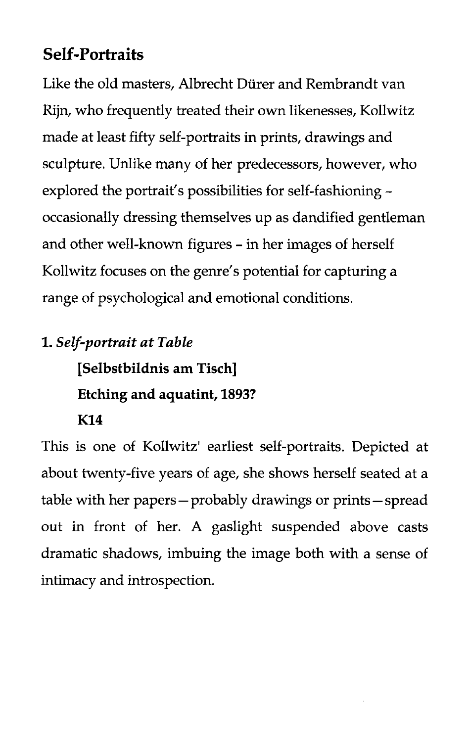## Self-Portraits

Like the old masters, Albrecht Dürer and Rembrandt van Rijn, who frequently treated their own likenesses, Kollwitz made at least fifty self-portraits in prints, drawings and sculpture. Unlike many of her predecessors, however, who explored the portrait's possibilities for self-fashioning - occasionally dressing themselves up as dandified gentleman and other well-known figures - in her images of herself Kollwitz focuses on the genre's potential for capturing a range of psychological and emotional conditions.

**1.** ***Self-portrait at Table***

**[Selbstbildnis am Tisch]**

**Etching and aquatint, 1893?**

**K14**

This is one of Kollwitz' earliest self-portraits. Depicted at about twenty-five years of age, she shows herself seated at a table with her papers — probably drawings or prints — spread out in front of her. A gaslight suspended above casts dramatic shadows, imbuing the image both with a sense of intimacy and introspection.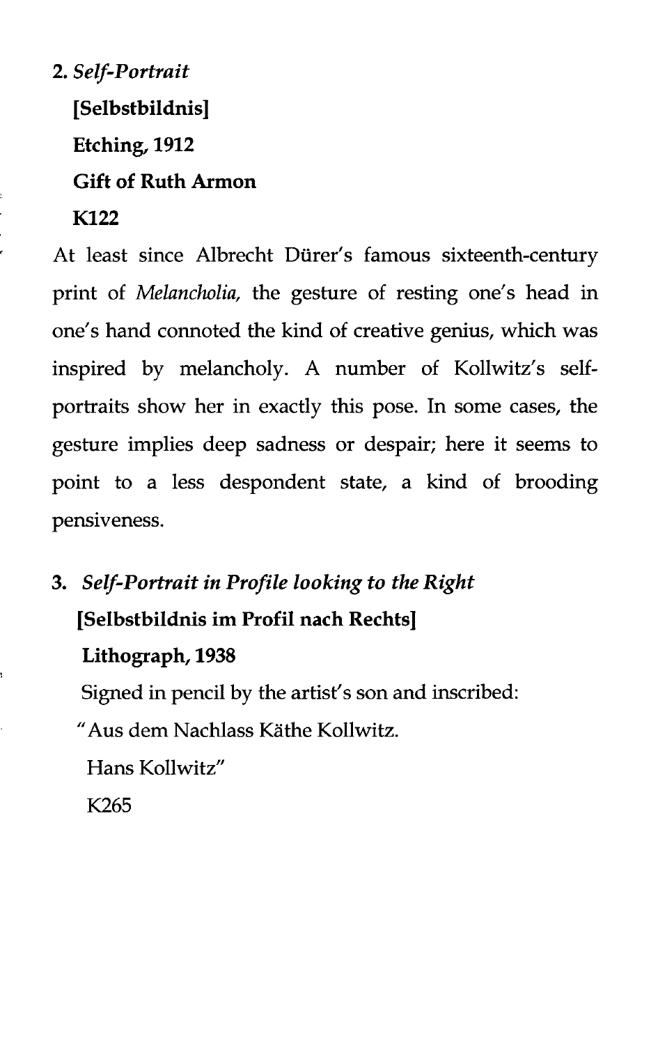2. *Self-Portrait*

**[Selbstbildnis]**

**Etching, 1912**

**Gift of Ruth Armon**

**K122**

At least since Albrecht Dürer's famous sixteenth-century print of *Melancholia,* the gesture of resting one's head in one's hand connoted the kind of creative genius, which was inspired by melancholy. A number of Kollwitz's self-portraits show her in exactly this pose. In some cases, the gesture implies deep sadness or despair; here it seems to point to a less despondent state, a kind of brooding pensiveness.

3. *Self-Portrait in Profile looking to the Right*

**[Selbstbildnis im Profil nach Rechts]**

**Lithograph, 1938**

Signed in pencil by the artist's son and inscribed:

"Aus dem Nachlass Käthe Kollwitz.

Hans Kollwitz"

K265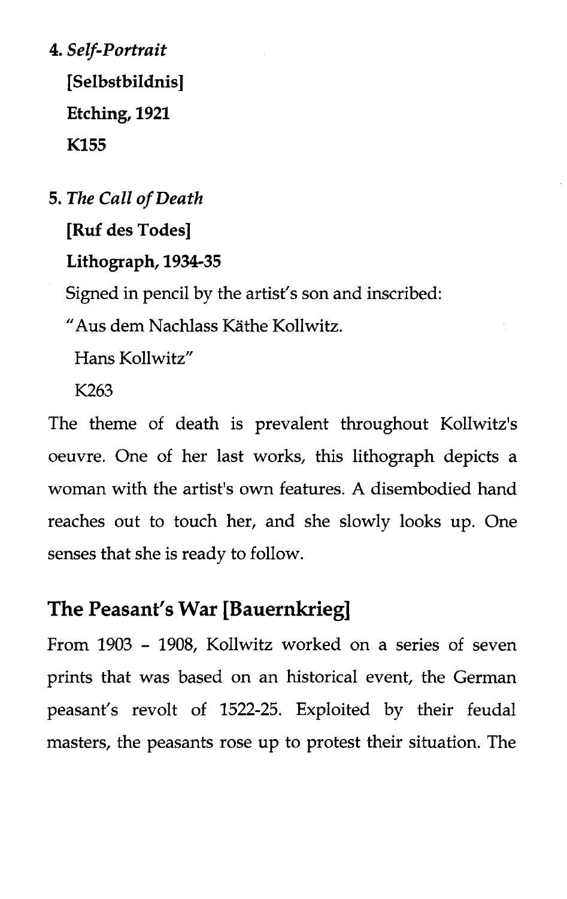4. *Self-Portrait*

   **[Selbstbildnis]**

   **Etching, 1921**

   **K155**

5. *The Call of Death*

   **[Ruf des Todes]**

   **Lithograph, 1934-35**

   Signed in pencil by the artist's son and inscribed:

   "Aus dem Nachlass Käthe Kollwitz.

   Hans Kollwitz"

   K263

The theme of death is prevalent throughout Kollwitz's oeuvre. One of her last works, this lithograph depicts a woman with the artist's own features. A disembodied hand reaches out to touch her, and she slowly looks up. One senses that she is ready to follow.

## The Peasant's War [Bauernkrieg]

From 1903 - 1908, Kollwitz worked on a series of seven prints that was based on an historical event, the German peasant's revolt of 1522-25. Exploited by their feudal masters, the peasants rose up to protest their situation. The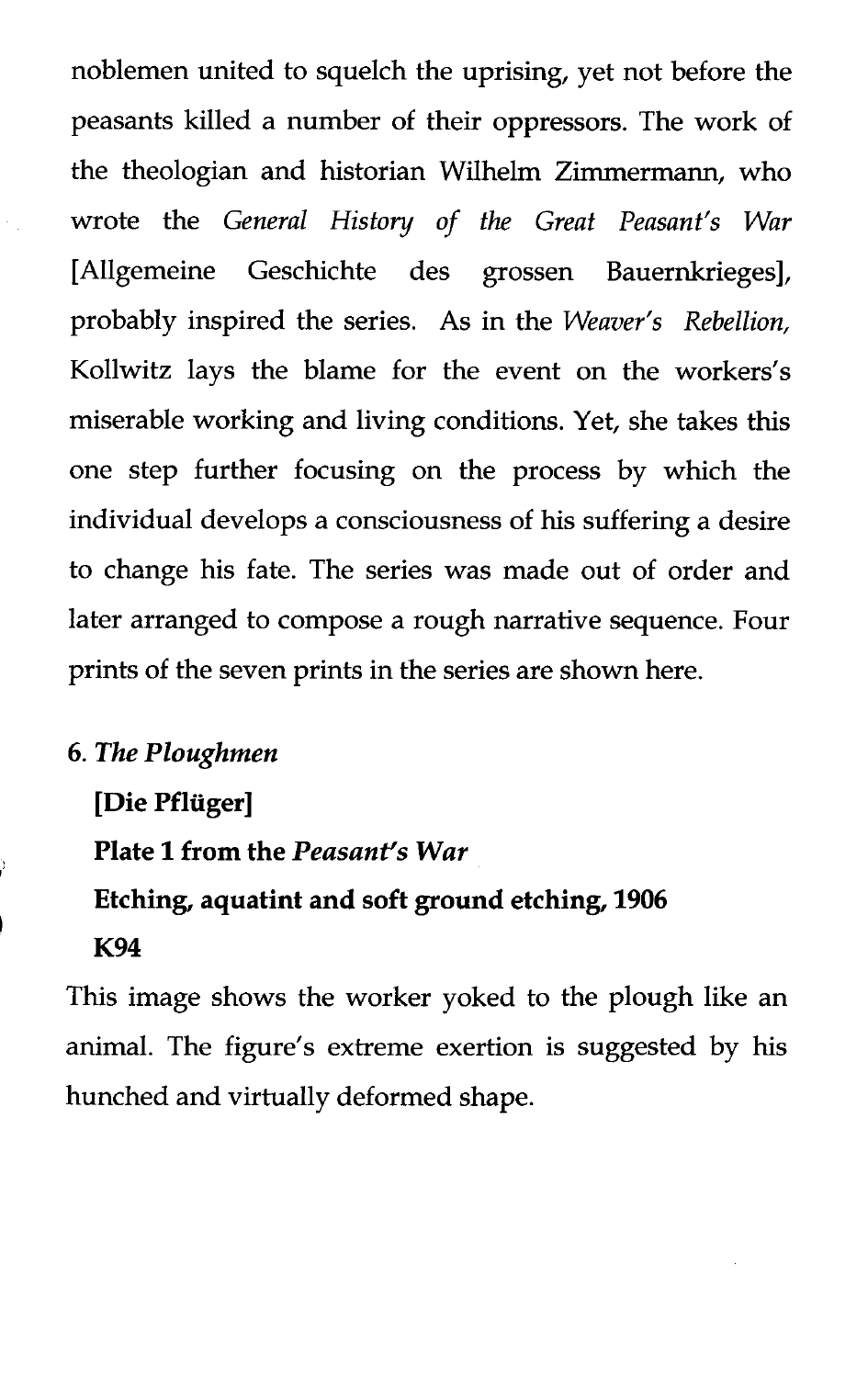noblemen united to squelch the uprising, yet not before the peasants killed a number of their oppressors. The work of the theologian and historian Wilhelm Zimmermann, who wrote the *General History of the Great Peasant's War* [Allgemeine Geschichte des grossen Bauernkrieges], probably inspired the series. As in the *Weaver's Rebellion,* Kollwitz lays the blame for the event on the workers's miserable working and living conditions. Yet, she takes this one step further focusing on the process by which the individual develops a consciousness of his suffering a desire to change his fate. The series was made out of order and later arranged to compose a rough narrative sequence. Four prints of the seven prints in the series are shown here.

**6. *The Ploughmen***

**[Die Pflüger]**

**Plate 1 from the *Peasant's War***

**Etching, aquatint and soft ground etching, 1906**

**K94**

This image shows the worker yoked to the plough like an animal. The figure's extreme exertion is suggested by his hunched and virtually deformed shape.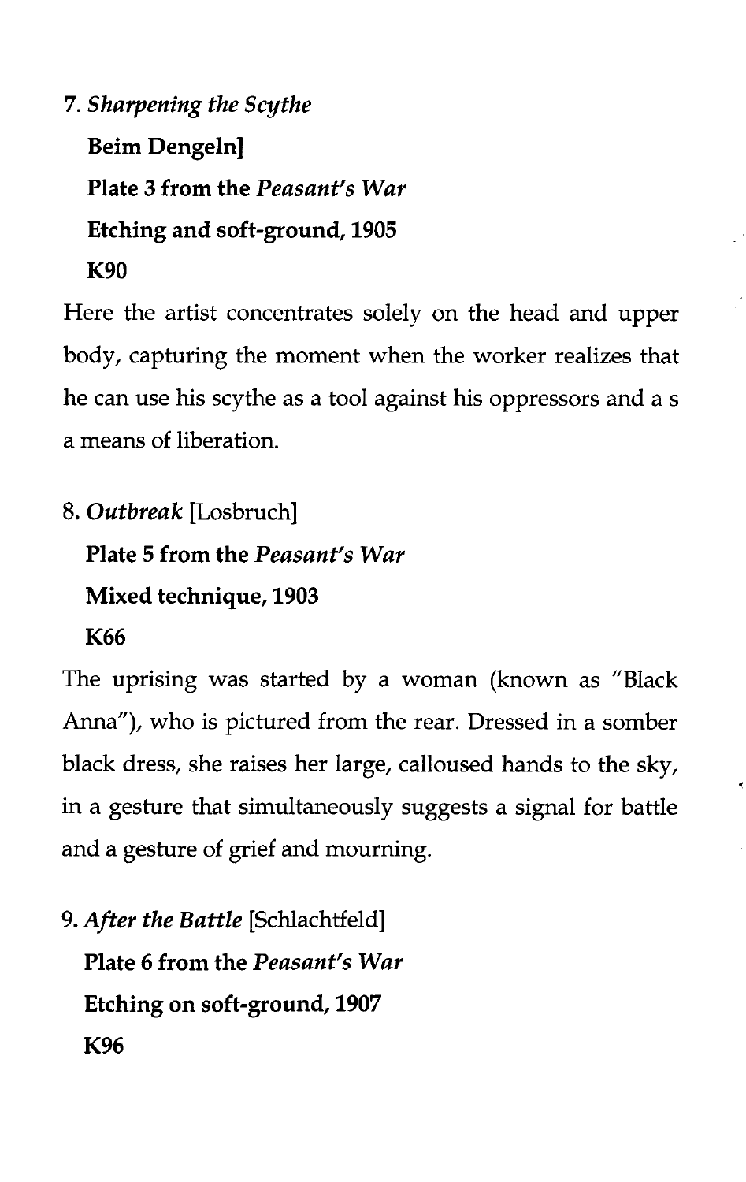7. *Sharpening the Scythe*

**Beim Dengeln]**

**Plate 3 from the *Peasant's War***

**Etching and soft-ground, 1905**

**K90**

Here the artist concentrates solely on the head and upper body, capturing the moment when the worker realizes that he can use his scythe as a tool against his oppressors and a s a means of liberation.

8. *Outbreak* [Losbruch]

**Plate 5 from the *Peasant's War***

**Mixed technique, 1903**

**K66**

The uprising was started by a woman (known as "Black Anna"), who is pictured from the rear. Dressed in a somber black dress, she raises her large, calloused hands to the sky, in a gesture that simultaneously suggests a signal for battle and a gesture of grief and mourning.

9. *After the Battle* [Schlachtfeld]

**Plate 6 from the *Peasant's War***

**Etching on soft-ground, 1907**

**K96**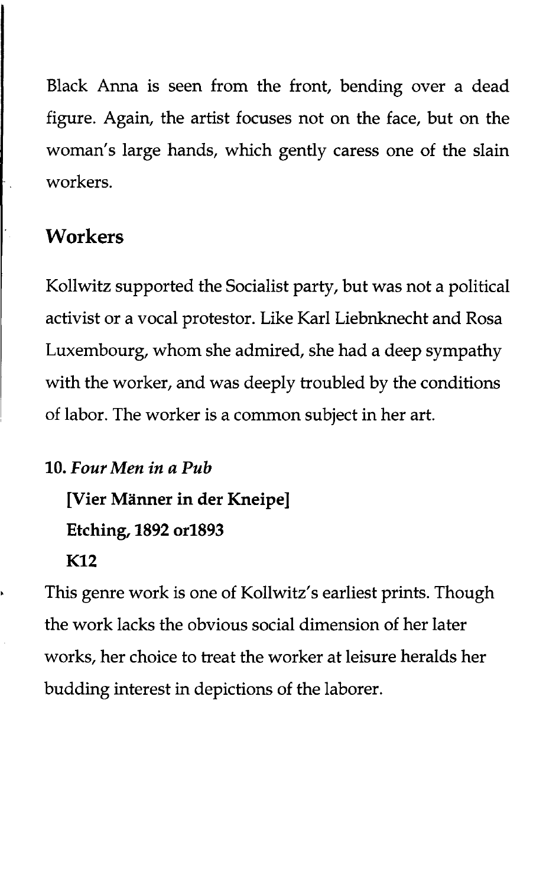Black Anna is seen from the front, bending over a dead figure. Again, the artist focuses not on the face, but on the woman's large hands, which gently caress one of the slain workers.

## Workers

Kollwitz supported the Socialist party, but was not a political activist or a vocal protestor. Like Karl Liebnknecht and Rosa Luxembourg, whom she admired, she had a deep sympathy with the worker, and was deeply troubled by the conditions of labor. The worker is a common subject in her art.

**10.** ***Four Men in a Pub***

**[Vier Männer in der Kneipe]**

**Etching, 1892 or1893**

**K12**

This genre work is one of Kollwitz's earliest prints. Though the work lacks the obvious social dimension of her later works, her choice to treat the worker at leisure heralds her budding interest in depictions of the laborer.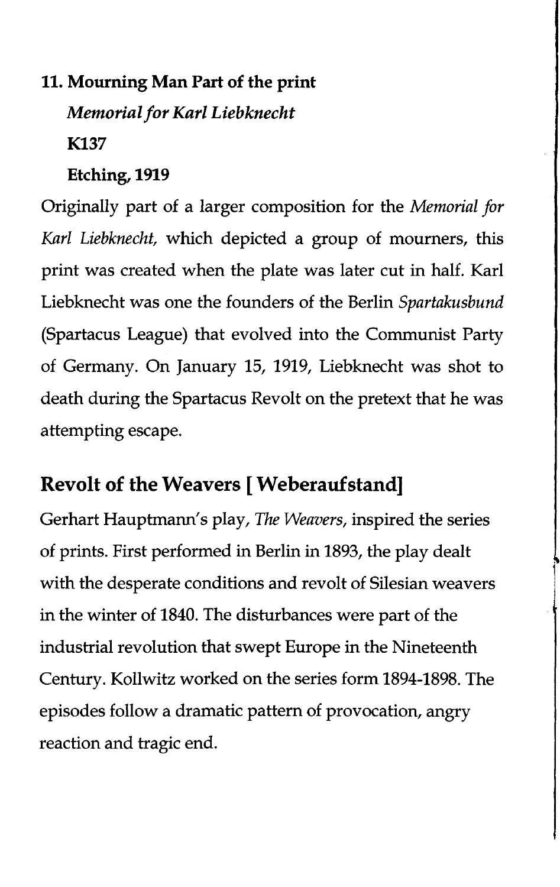**11. Mourning Man Part of the print**

***Memorial for Karl Liebknecht***

**K137**

**Etching, 1919**

Originally part of a larger composition for the *Memorial for Karl Liebknecht,* which depicted a group of mourners, this print was created when the plate was later cut in half. Karl Liebknecht was one the founders of the Berlin *Spartakusbund* (Spartacus League) that evolved into the Communist Party of Germany. On January 15, 1919, Liebknecht was shot to death during the Spartacus Revolt on the pretext that he was attempting escape.

## Revolt of the Weavers [ Weberaufstand]

Gerhart Hauptmann's play, *The Weavers,* inspired the series of prints. First performed in Berlin in 1893, the play dealt with the desperate conditions and revolt of Silesian weavers in the winter of 1840. The disturbances were part of the industrial revolution that swept Europe in the Nineteenth Century. Kollwitz worked on the series form 1894-1898. The episodes follow a dramatic pattern of provocation, angry reaction and tragic end.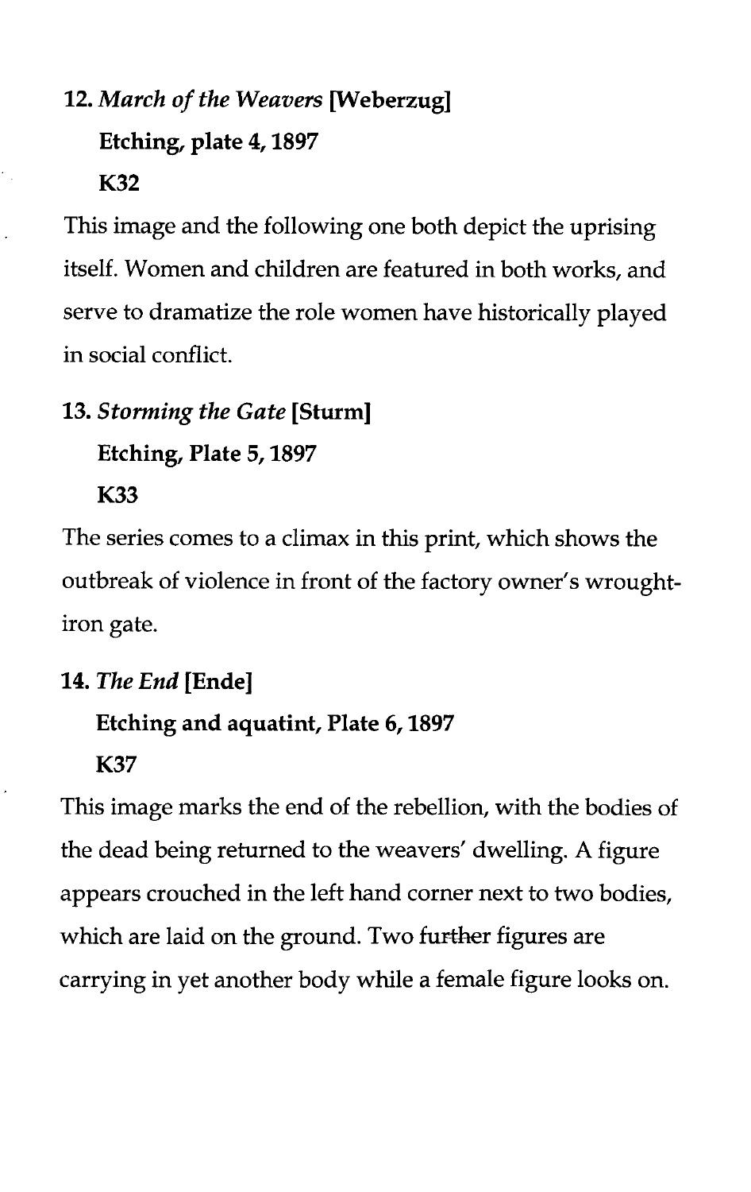**12.** ***March of the Weavers*** **[Weberzug]**

**Etching, plate 4, 1897**

**K32**

This image and the following one both depict the uprising itself. Women and children are featured in both works, and serve to dramatize the role women have historically played in social conflict.

**13.** ***Storming the Gate*** **[Sturm]**

**Etching, Plate 5, 1897**

**K33**

The series comes to a climax in this print, which shows the outbreak of violence in front of the factory owner's wrought-iron gate.

**14.** ***The End*** **[Ende]**

**Etching and aquatint, Plate 6, 1897**

**K37**

This image marks the end of the rebellion, with the bodies of the dead being returned to the weavers' dwelling. A figure appears crouched in the left hand corner next to two bodies, which are laid on the ground. Two further figures are carrying in yet another body while a female figure looks on.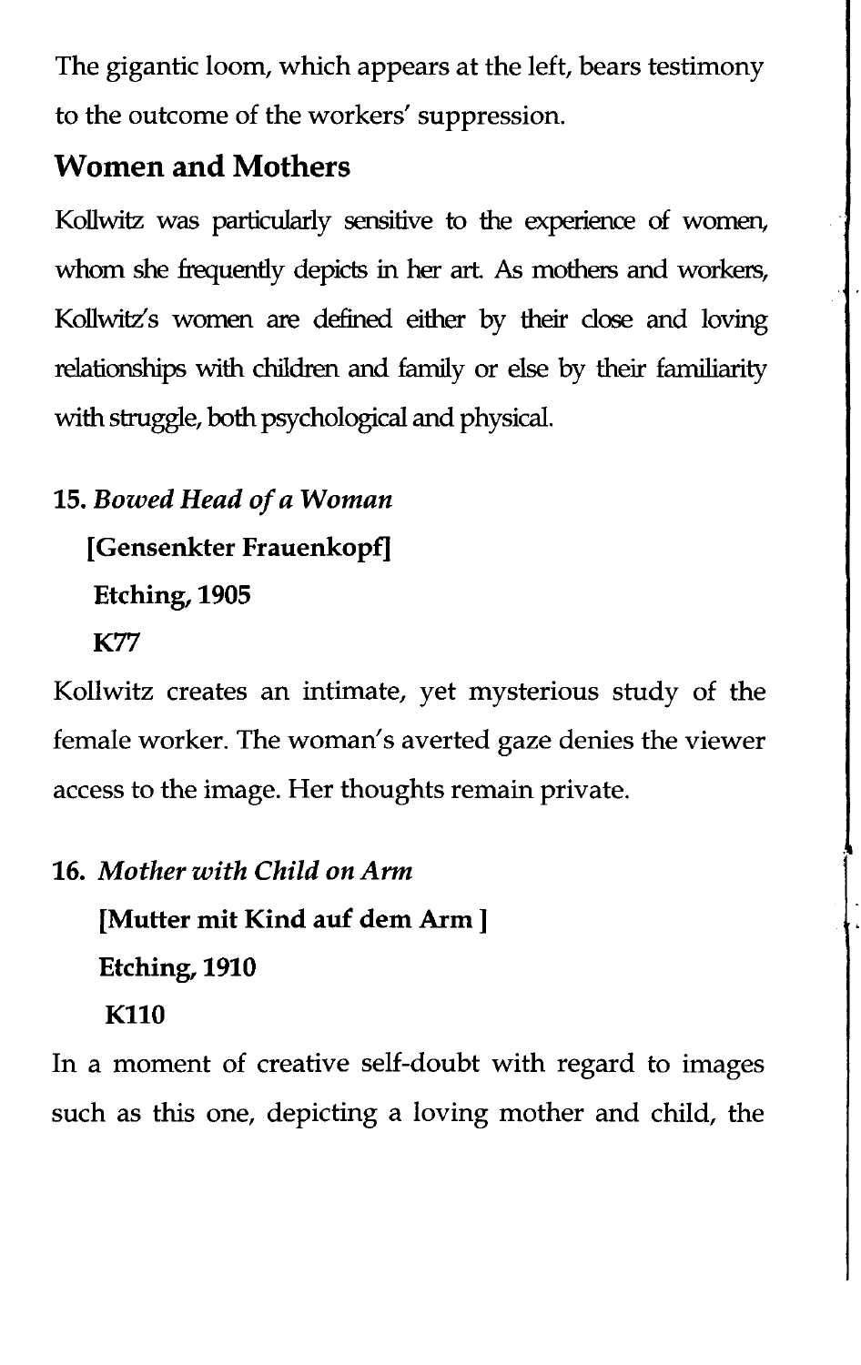The gigantic loom, which appears at the left, bears testimony to the outcome of the workers' suppression.

## Women and Mothers

Kollwitz was particularly sensitive to the experience of women, whom she frequently depicts in her art. As mothers and workers, Kollwitz's women are defined either by their close and loving relationships with children and family or else by their familiarity with struggle, both psychological and physical.

**15.** ***Bowed Head of a Woman***

**[Gensenkter Frauenkopf]**

**Etching, 1905**

**K77**

Kollwitz creates an intimate, yet mysterious study of the female worker. The woman's averted gaze denies the viewer access to the image. Her thoughts remain private.

**16.** ***Mother with Child on Arm***

**[Mutter mit Kind auf dem Arm ]**

**Etching, 1910**

**K110**

In a moment of creative self-doubt with regard to images such as this one, depicting a loving mother and child, the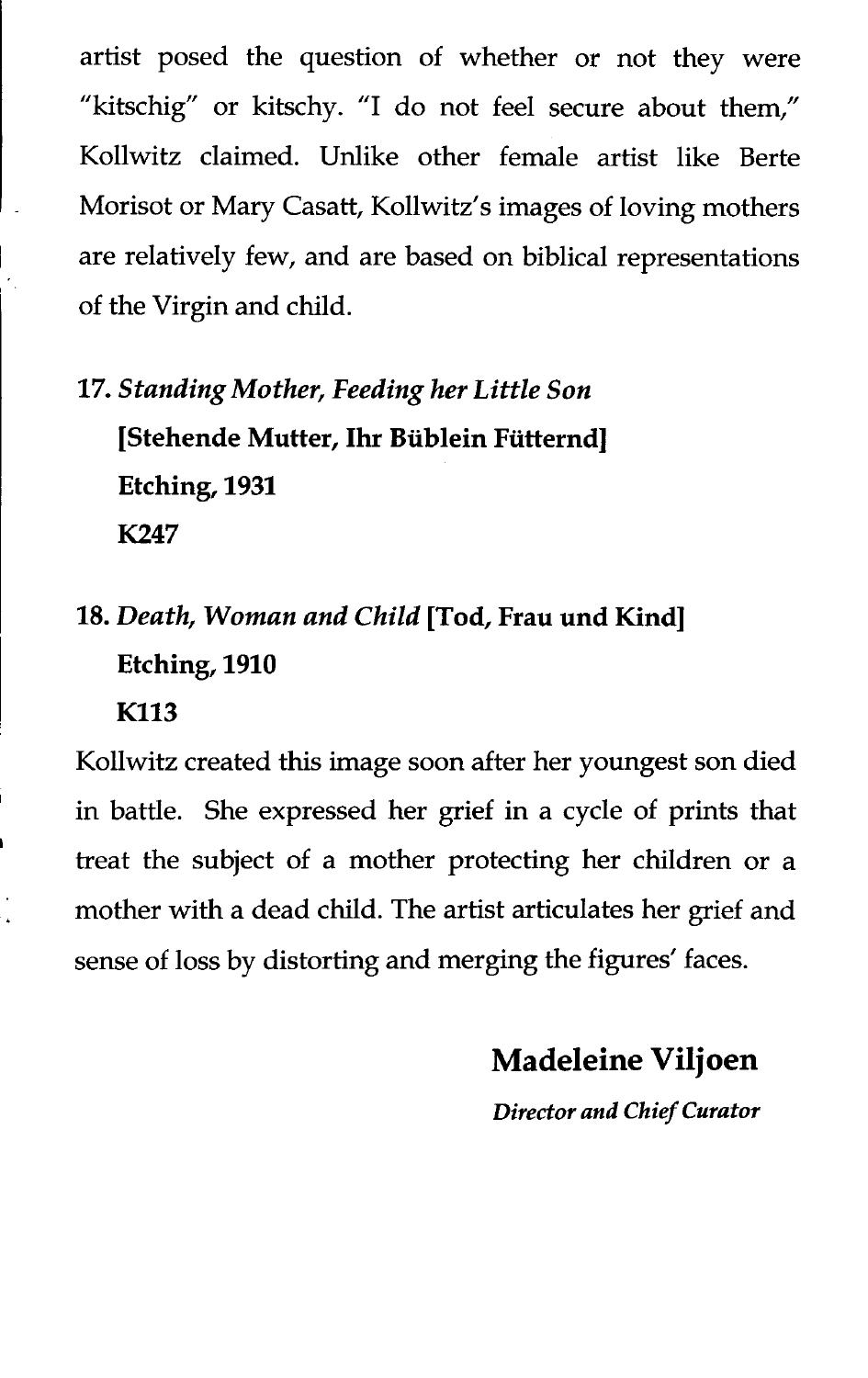artist posed the question of whether or not they were "kitschig" or kitschy. "I do not feel secure about them," Kollwitz claimed. Unlike other female artist like Berte Morisot or Mary Casatt, Kollwitz's images of loving mothers are relatively few, and are based on biblical representations of the Virgin and child.

**17. *Standing Mother, Feeding her Little Son***
**[Stehende Mutter, Ihr Büblein Fütternd]**
**Etching, 1931**
**K247**

**18. *Death, Woman and Child* [Tod, Frau und Kind]**
**Etching, 1910**
**K113**

Kollwitz created this image soon after her youngest son died in battle. She expressed her grief in a cycle of prints that treat the subject of a mother protecting her children or a mother with a dead child. The artist articulates her grief and sense of loss by distorting and merging the figures' faces.

**Madeleine Viljoen**
***Director and Chief Curator***